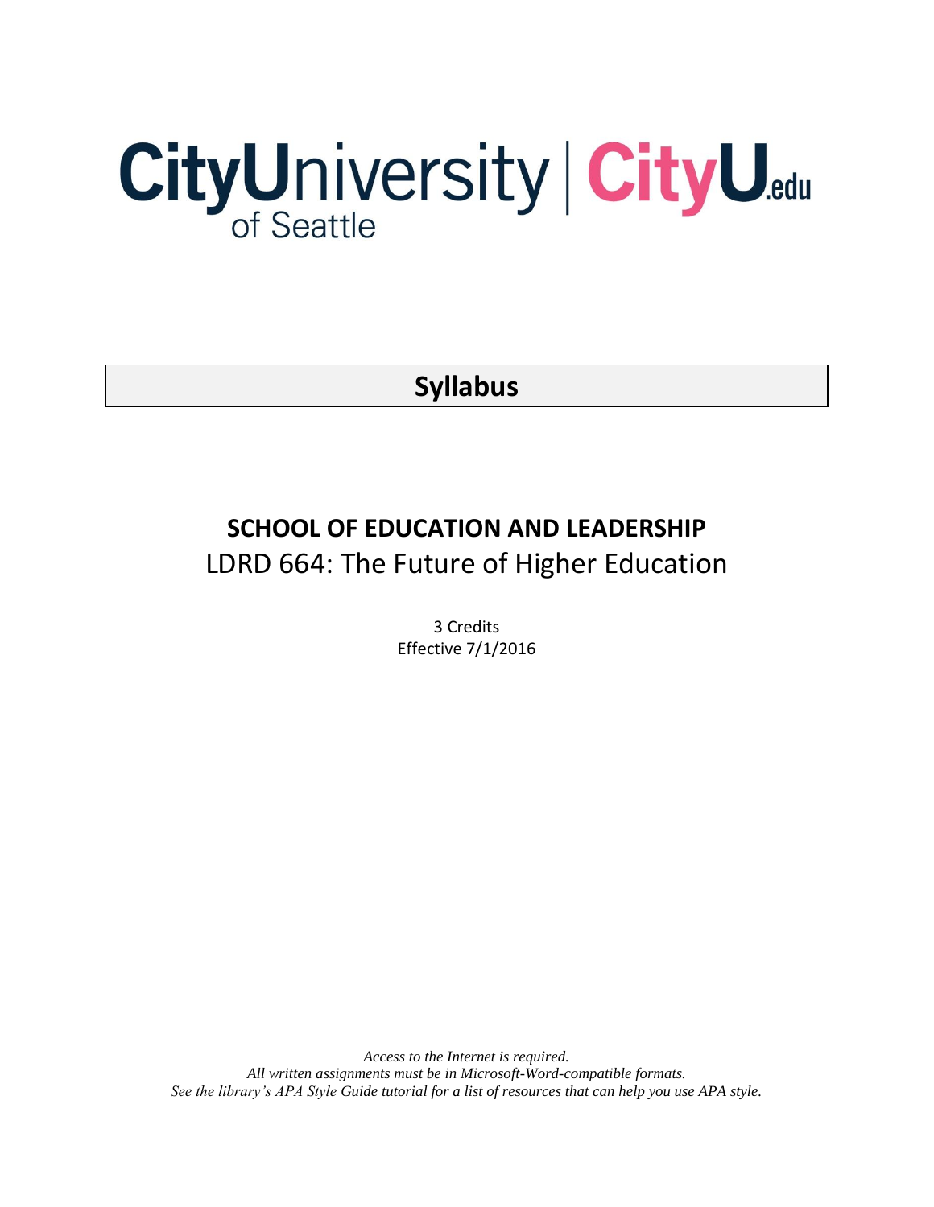CityUniversity of Seattle | CityU.edu

# Syllabus

## SCHOOL OF EDUCATION AND LEADERSHIP

LDRD 664: The Future of Higher Education

3 Credits
Effective 7/1/2016

*Access to the Internet is required.*
*All written assignments must be in Microsoft-Word-compatible formats.*
*See the library's APA Style Guide tutorial for a list of resources that can help you use APA style.*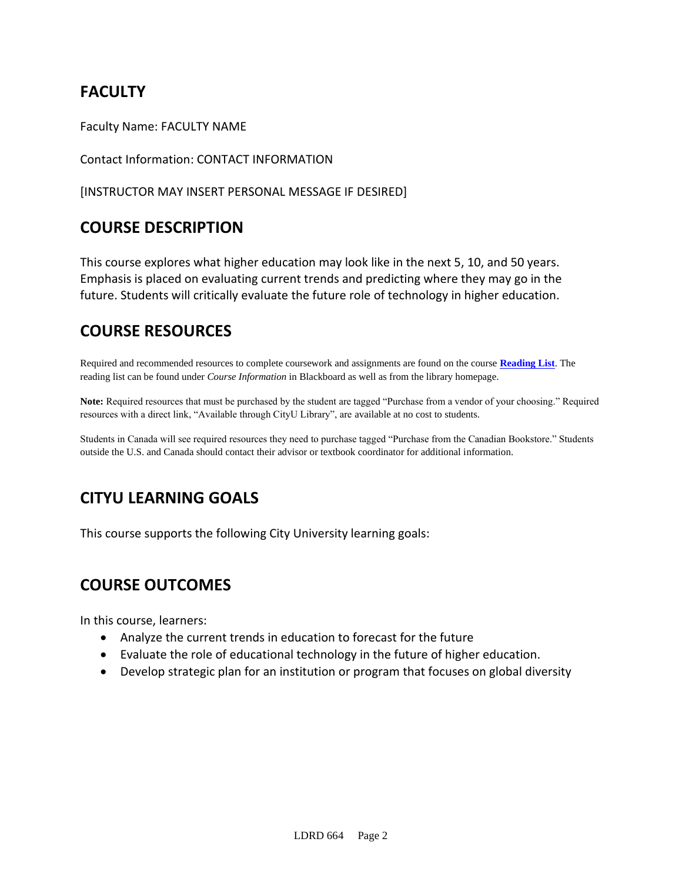## FACULTY

Faculty Name: FACULTY NAME

Contact Information: CONTACT INFORMATION

[INSTRUCTOR MAY INSERT PERSONAL MESSAGE IF DESIRED]

## COURSE DESCRIPTION

This course explores what higher education may look like in the next 5, 10, and 50 years. Emphasis is placed on evaluating current trends and predicting where they may go in the future. Students will critically evaluate the future role of technology in higher education.

## COURSE RESOURCES

Required and recommended resources to complete coursework and assignments are found on the course **Reading List**. The reading list can be found under *Course Information* in Blackboard as well as from the library homepage.

**Note:** Required resources that must be purchased by the student are tagged "Purchase from a vendor of your choosing." Required resources with a direct link, "Available through CityU Library", are available at no cost to students.

Students in Canada will see required resources they need to purchase tagged "Purchase from the Canadian Bookstore." Students outside the U.S. and Canada should contact their advisor or textbook coordinator for additional information.

## CITYU LEARNING GOALS

This course supports the following City University learning goals:

## COURSE OUTCOMES

In this course, learners:

- Analyze the current trends in education to forecast for the future
- Evaluate the role of educational technology in the future of higher education.
- Develop strategic plan for an institution or program that focuses on global diversity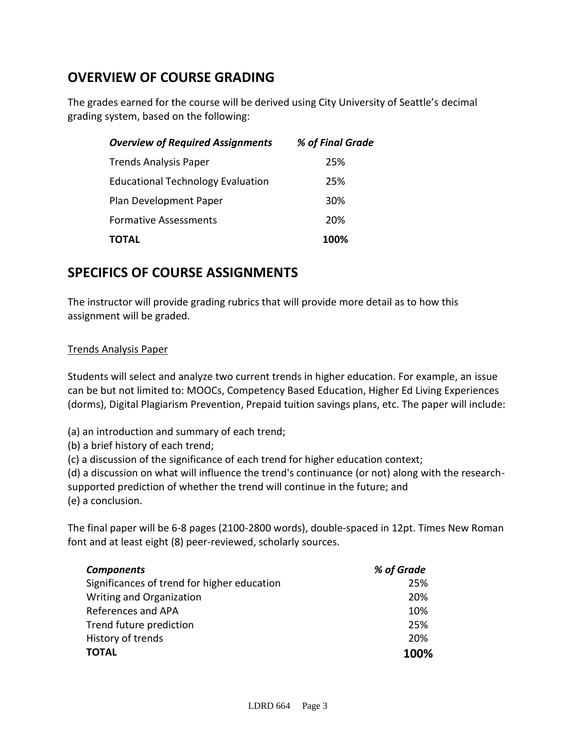## OVERVIEW OF COURSE GRADING

The grades earned for the course will be derived using City University of Seattle's decimal grading system, based on the following:

| *Overview of Required Assignments* | *% of Final Grade* |
|---|---|
| Trends Analysis Paper | 25% |
| Educational Technology Evaluation | 25% |
| Plan Development Paper | 30% |
| Formative Assessments | 20% |
| **TOTAL** | **100%** |

## SPECIFICS OF COURSE ASSIGNMENTS

The instructor will provide grading rubrics that will provide more detail as to how this assignment will be graded.

Trends Analysis Paper

Students will select and analyze two current trends in higher education. For example, an issue can be but not limited to: MOOCs, Competency Based Education, Higher Ed Living Experiences (dorms), Digital Plagiarism Prevention, Prepaid tuition savings plans, etc. The paper will include:

(a) an introduction and summary of each trend;
(b) a brief history of each trend;
(c) a discussion of the significance of each trend for higher education context;
(d) a discussion on what will influence the trend's continuance (or not) along with the research-supported prediction of whether the trend will continue in the future; and
(e) a conclusion.

The final paper will be 6-8 pages (2100-2800 words), double-spaced in 12pt. Times New Roman font and at least eight (8) peer-reviewed, scholarly sources.

| *Components* | *% of Grade* |
|---|---|
| Significances of trend for higher education | 25% |
| Writing and Organization | 20% |
| References and APA | 10% |
| Trend future prediction | 25% |
| History of trends | 20% |
| **TOTAL** | **100%** |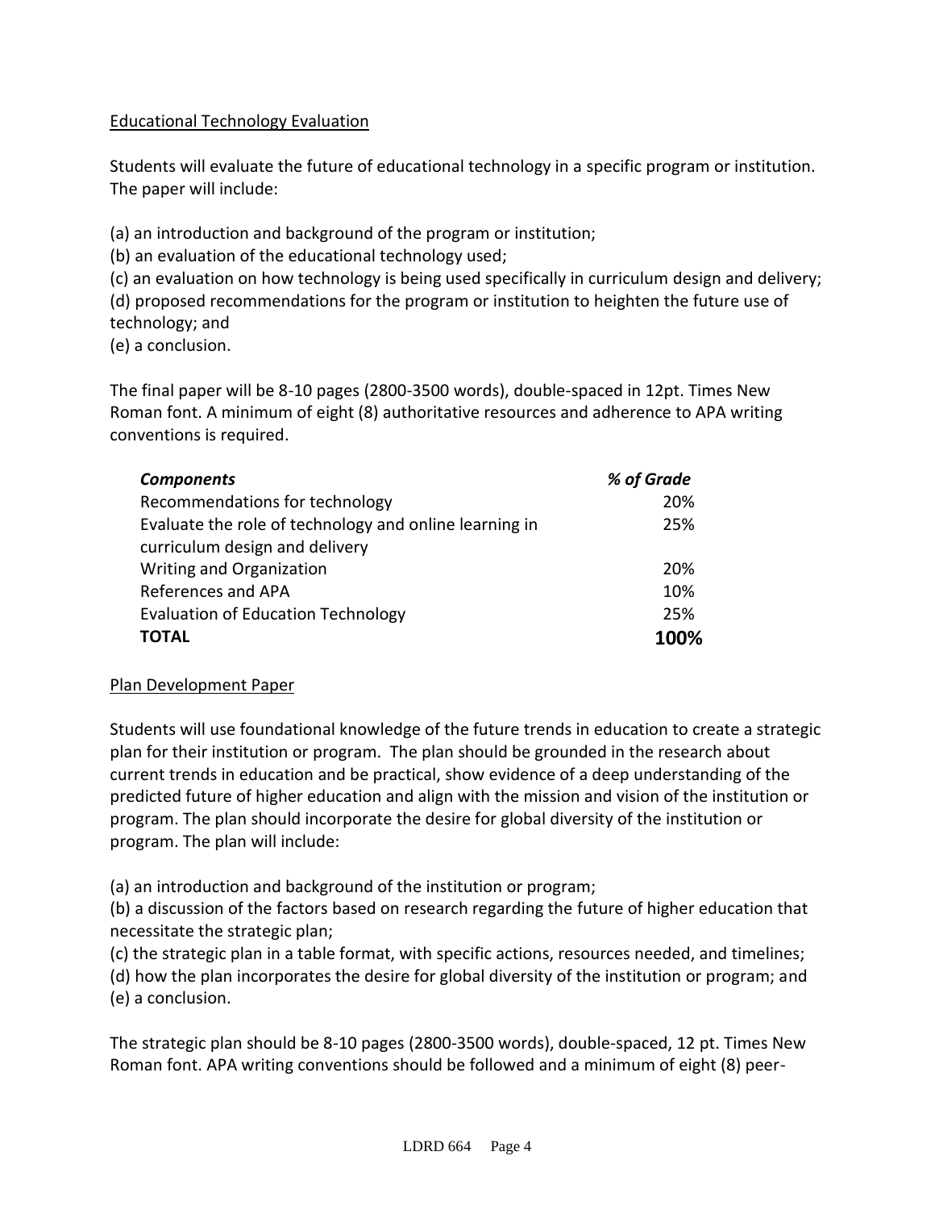Educational Technology Evaluation

Students will evaluate the future of educational technology in a specific program or institution. The paper will include:

(a) an introduction and background of the program or institution;
(b) an evaluation of the educational technology used;
(c) an evaluation on how technology is being used specifically in curriculum design and delivery;
(d) proposed recommendations for the program or institution to heighten the future use of technology; and
(e) a conclusion.

The final paper will be 8-10 pages (2800-3500 words), double-spaced in 12pt. Times New Roman font. A minimum of eight (8) authoritative resources and adherence to APA writing conventions is required.

| ***Components*** | ***% of Grade*** |
|---|---|
| Recommendations for technology | 20% |
| Evaluate the role of technology and online learning in curriculum design and delivery | 25% |
| Writing and Organization | 20% |
| References and APA | 10% |
| Evaluation of Education Technology | 25% |
| **TOTAL** | **100%** |

Plan Development Paper

Students will use foundational knowledge of the future trends in education to create a strategic plan for their institution or program. The plan should be grounded in the research about current trends in education and be practical, show evidence of a deep understanding of the predicted future of higher education and align with the mission and vision of the institution or program. The plan should incorporate the desire for global diversity of the institution or program. The plan will include:

(a) an introduction and background of the institution or program;
(b) a discussion of the factors based on research regarding the future of higher education that necessitate the strategic plan;
(c) the strategic plan in a table format, with specific actions, resources needed, and timelines;
(d) how the plan incorporates the desire for global diversity of the institution or program; and
(e) a conclusion.

The strategic plan should be 8-10 pages (2800-3500 words), double-spaced, 12 pt. Times New Roman font. APA writing conventions should be followed and a minimum of eight (8) peer-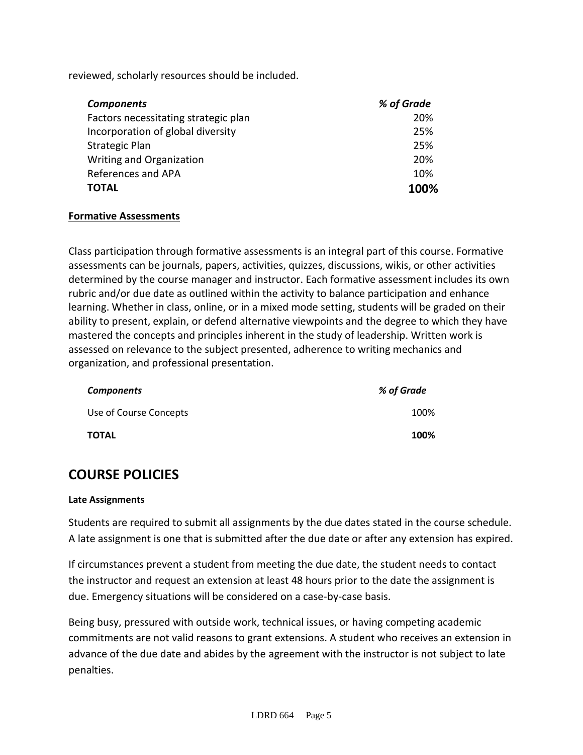reviewed, scholarly resources should be included.

| *Components* | *% of Grade* |
|---|---|
| Factors necessitating strategic plan | 20% |
| Incorporation of global diversity | 25% |
| Strategic Plan | 25% |
| Writing and Organization | 20% |
| References and APA | 10% |
| **TOTAL** | **100%** |

**Formative Assessments**

Class participation through formative assessments is an integral part of this course. Formative assessments can be journals, papers, activities, quizzes, discussions, wikis, or other activities determined by the course manager and instructor. Each formative assessment includes its own rubric and/or due date as outlined within the activity to balance participation and enhance learning. Whether in class, online, or in a mixed mode setting, students will be graded on their ability to present, explain, or defend alternative viewpoints and the degree to which they have mastered the concepts and principles inherent in the study of leadership. Written work is assessed on relevance to the subject presented, adherence to writing mechanics and organization, and professional presentation.

| *Components* | *% of Grade* |
|---|---|
| Use of Course Concepts | 100% |
| **TOTAL** | **100%** |

## COURSE POLICIES

**Late Assignments**

Students are required to submit all assignments by the due dates stated in the course schedule. A late assignment is one that is submitted after the due date or after any extension has expired.

If circumstances prevent a student from meeting the due date, the student needs to contact the instructor and request an extension at least 48 hours prior to the date the assignment is due. Emergency situations will be considered on a case-by-case basis.

Being busy, pressured with outside work, technical issues, or having competing academic commitments are not valid reasons to grant extensions. A student who receives an extension in advance of the due date and abides by the agreement with the instructor is not subject to late penalties.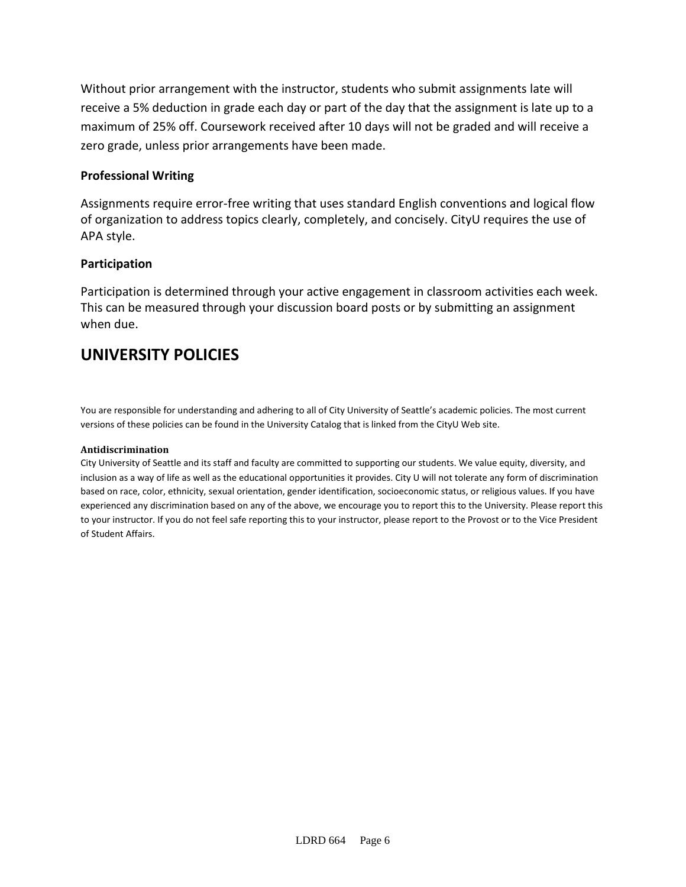Without prior arrangement with the instructor, students who submit assignments late will receive a 5% deduction in grade each day or part of the day that the assignment is late up to a maximum of 25% off. Coursework received after 10 days will not be graded and will receive a zero grade, unless prior arrangements have been made.

### Professional Writing

Assignments require error-free writing that uses standard English conventions and logical flow of organization to address topics clearly, completely, and concisely. CityU requires the use of APA style.

### Participation

Participation is determined through your active engagement in classroom activities each week. This can be measured through your discussion board posts or by submitting an assignment when due.

## UNIVERSITY POLICIES

You are responsible for understanding and adhering to all of City University of Seattle's academic policies. The most current versions of these policies can be found in the University Catalog that is linked from the CityU Web site.

**Antidiscrimination**

City University of Seattle and its staff and faculty are committed to supporting our students. We value equity, diversity, and inclusion as a way of life as well as the educational opportunities it provides. City U will not tolerate any form of discrimination based on race, color, ethnicity, sexual orientation, gender identification, socioeconomic status, or religious values. If you have experienced any discrimination based on any of the above, we encourage you to report this to the University. Please report this to your instructor. If you do not feel safe reporting this to your instructor, please report to the Provost or to the Vice President of Student Affairs.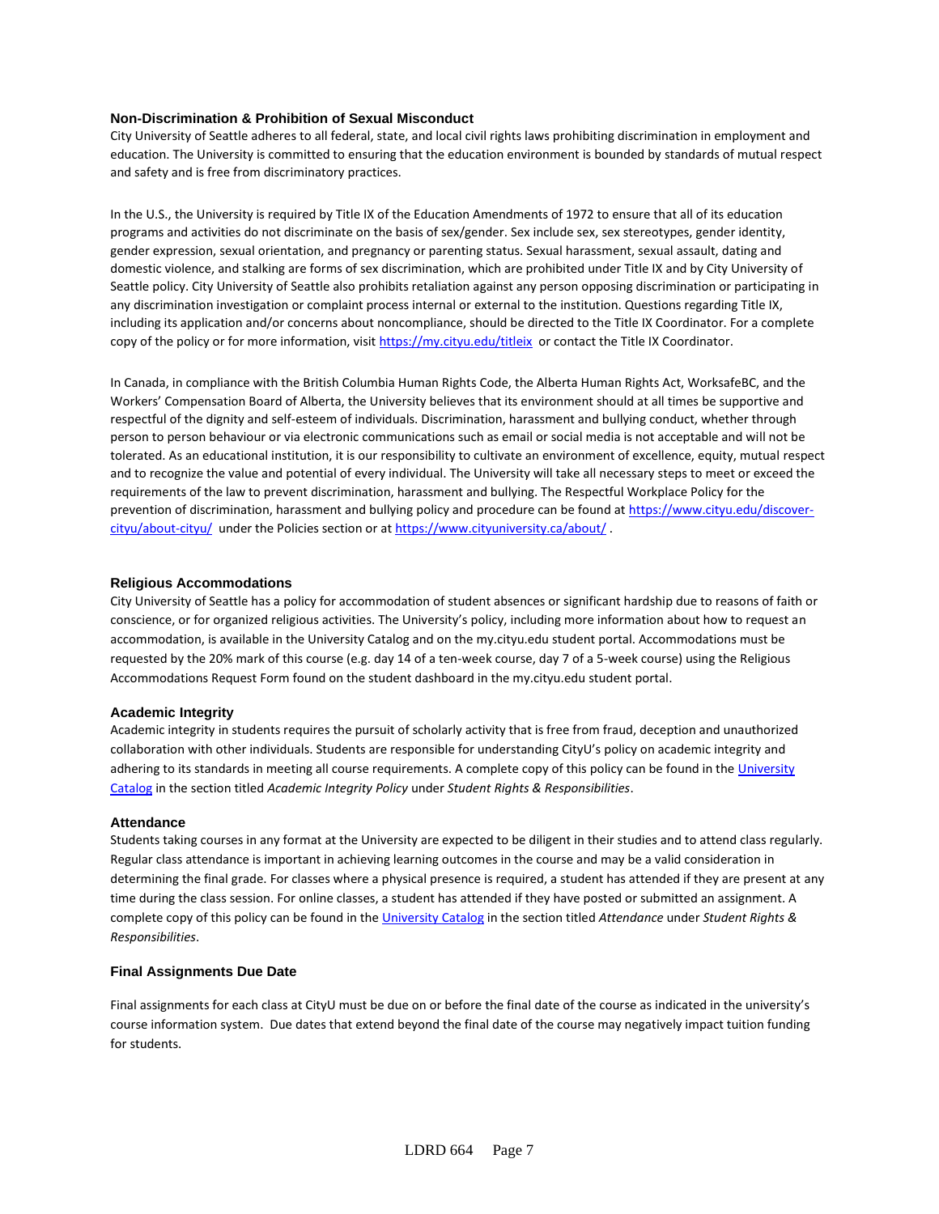### Non-Discrimination & Prohibition of Sexual Misconduct

City University of Seattle adheres to all federal, state, and local civil rights laws prohibiting discrimination in employment and education. The University is committed to ensuring that the education environment is bounded by standards of mutual respect and safety and is free from discriminatory practices.

In the U.S., the University is required by Title IX of the Education Amendments of 1972 to ensure that all of its education programs and activities do not discriminate on the basis of sex/gender. Sex include sex, sex stereotypes, gender identity, gender expression, sexual orientation, and pregnancy or parenting status. Sexual harassment, sexual assault, dating and domestic violence, and stalking are forms of sex discrimination, which are prohibited under Title IX and by City University of Seattle policy. City University of Seattle also prohibits retaliation against any person opposing discrimination or participating in any discrimination investigation or complaint process internal or external to the institution. Questions regarding Title IX, including its application and/or concerns about noncompliance, should be directed to the Title IX Coordinator. For a complete copy of the policy or for more information, visit https://my.cityu.edu/titleix or contact the Title IX Coordinator.

In Canada, in compliance with the British Columbia Human Rights Code, the Alberta Human Rights Act, WorksafeBC, and the Workers' Compensation Board of Alberta, the University believes that its environment should at all times be supportive and respectful of the dignity and self-esteem of individuals. Discrimination, harassment and bullying conduct, whether through person to person behaviour or via electronic communications such as email or social media is not acceptable and will not be tolerated. As an educational institution, it is our responsibility to cultivate an environment of excellence, equity, mutual respect and to recognize the value and potential of every individual. The University will take all necessary steps to meet or exceed the requirements of the law to prevent discrimination, harassment and bullying. The Respectful Workplace Policy for the prevention of discrimination, harassment and bullying policy and procedure can be found at https://www.cityu.edu/discover-cityu/about-cityu/ under the Policies section or at https://www.cityuniversity.ca/about/ .

### Religious Accommodations

City University of Seattle has a policy for accommodation of student absences or significant hardship due to reasons of faith or conscience, or for organized religious activities. The University's policy, including more information about how to request an accommodation, is available in the University Catalog and on the my.cityu.edu student portal. Accommodations must be requested by the 20% mark of this course (e.g. day 14 of a ten-week course, day 7 of a 5-week course) using the Religious Accommodations Request Form found on the student dashboard in the my.cityu.edu student portal.

### Academic Integrity

Academic integrity in students requires the pursuit of scholarly activity that is free from fraud, deception and unauthorized collaboration with other individuals. Students are responsible for understanding CityU's policy on academic integrity and adhering to its standards in meeting all course requirements. A complete copy of this policy can be found in the University Catalog in the section titled *Academic Integrity Policy* under *Student Rights & Responsibilities*.

### Attendance

Students taking courses in any format at the University are expected to be diligent in their studies and to attend class regularly. Regular class attendance is important in achieving learning outcomes in the course and may be a valid consideration in determining the final grade. For classes where a physical presence is required, a student has attended if they are present at any time during the class session. For online classes, a student has attended if they have posted or submitted an assignment. A complete copy of this policy can be found in the University Catalog in the section titled *Attendance* under *Student Rights & Responsibilities*.

### Final Assignments Due Date

Final assignments for each class at CityU must be due on or before the final date of the course as indicated in the university's course information system. Due dates that extend beyond the final date of the course may negatively impact tuition funding for students.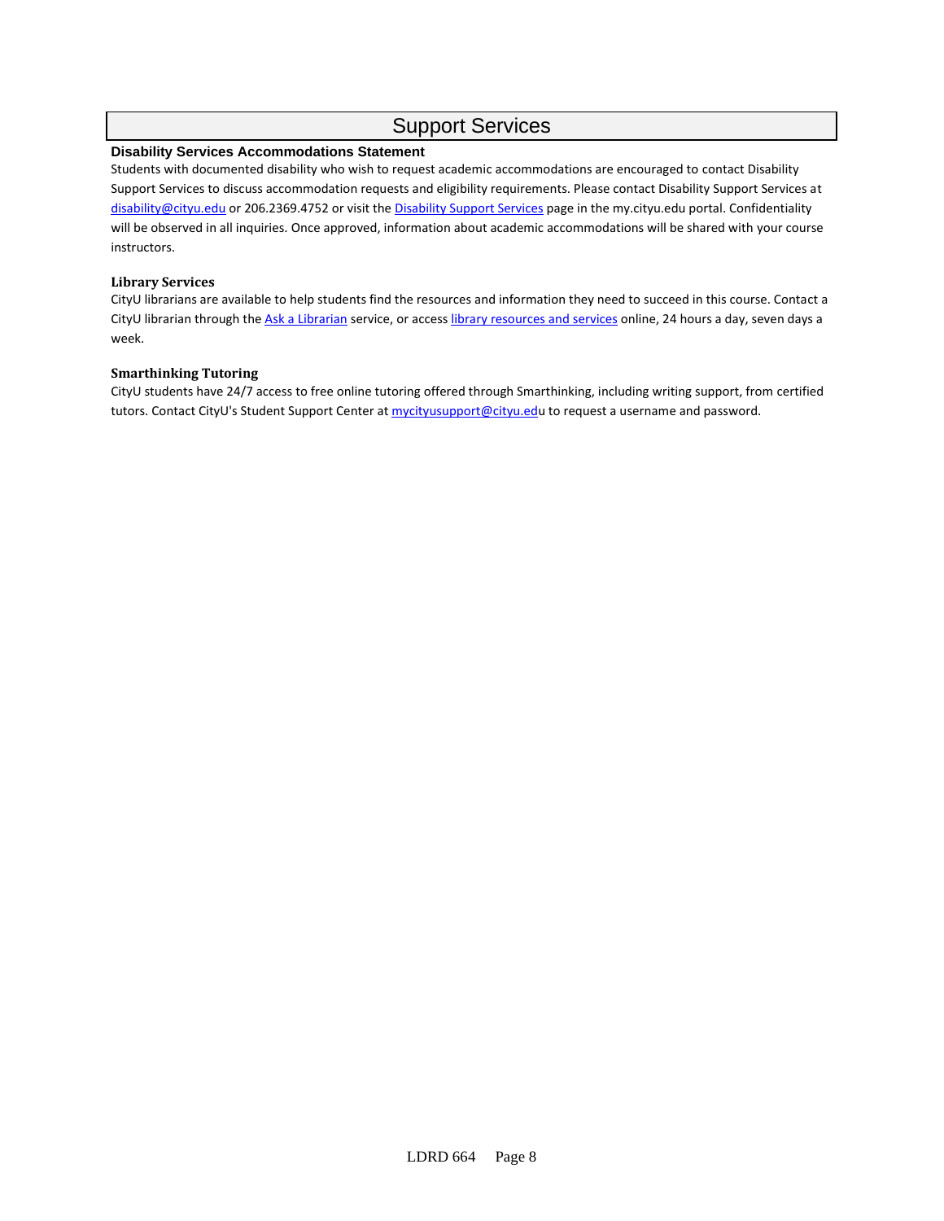# Support Services

### Disability Services Accommodations Statement

Students with documented disability who wish to request academic accommodations are encouraged to contact Disability Support Services to discuss accommodation requests and eligibility requirements. Please contact Disability Support Services at disability@cityu.edu or 206.2369.4752 or visit the Disability Support Services page in the my.cityu.edu portal. Confidentiality will be observed in all inquiries. Once approved, information about academic accommodations will be shared with your course instructors.

### Library Services

CityU librarians are available to help students find the resources and information they need to succeed in this course. Contact a CityU librarian through the Ask a Librarian service, or access library resources and services online, 24 hours a day, seven days a week.

### Smarthinking Tutoring

CityU students have 24/7 access to free online tutoring offered through Smarthinking, including writing support, from certified tutors. Contact CityU's Student Support Center at mycityusupport@cityu.edu to request a username and password.